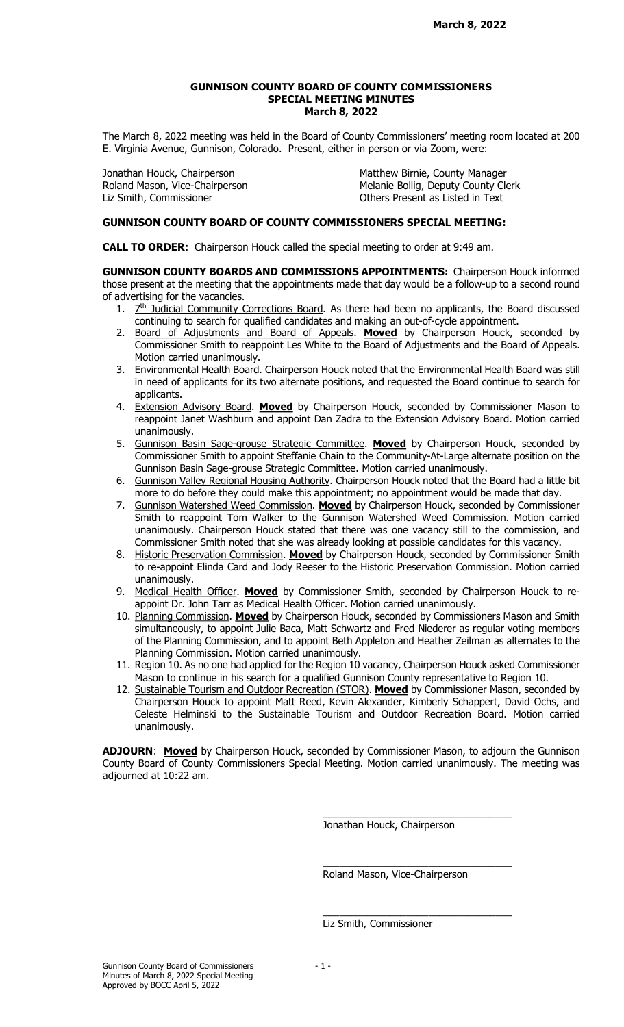**March 8, 2022**

# GUNNISON COUNTY BOARD OF COUNTY COMMISSIONERS
## SPECIAL MEETING MINUTES
### March 8, 2022

The March 8, 2022 meeting was held in the Board of County Commissioners' meeting room located at 200 E. Virginia Avenue, Gunnison, Colorado. Present, either in person or via Zoom, were:

Jonathan Houck, Chairperson
Roland Mason, Vice-Chairperson
Liz Smith, Commissioner

Matthew Birnie, County Manager
Melanie Bollig, Deputy County Clerk
Others Present as Listed in Text

**GUNNISON COUNTY BOARD OF COUNTY COMMISSIONERS SPECIAL MEETING:**

**CALL TO ORDER:** Chairperson Houck called the special meeting to order at 9:49 am.

**GUNNISON COUNTY BOARDS AND COMMISSIONS APPOINTMENTS:** Chairperson Houck informed those present at the meeting that the appointments made that day would be a follow-up to a second round of advertising for the vacancies.

1. 7th Judicial Community Corrections Board. As there had been no applicants, the Board discussed continuing to search for qualified candidates and making an out-of-cycle appointment.
2. Board of Adjustments and Board of Appeals. **Moved** by Chairperson Houck, seconded by Commissioner Smith to reappoint Les White to the Board of Adjustments and the Board of Appeals. Motion carried unanimously.
3. Environmental Health Board. Chairperson Houck noted that the Environmental Health Board was still in need of applicants for its two alternate positions, and requested the Board continue to search for applicants.
4. Extension Advisory Board. **Moved** by Chairperson Houck, seconded by Commissioner Mason to reappoint Janet Washburn and appoint Dan Zadra to the Extension Advisory Board. Motion carried unanimously.
5. Gunnison Basin Sage-grouse Strategic Committee. **Moved** by Chairperson Houck, seconded by Commissioner Smith to appoint Steffanie Chain to the Community-At-Large alternate position on the Gunnison Basin Sage-grouse Strategic Committee. Motion carried unanimously.
6. Gunnison Valley Regional Housing Authority. Chairperson Houck noted that the Board had a little bit more to do before they could make this appointment; no appointment would be made that day.
7. Gunnison Watershed Weed Commission. **Moved** by Chairperson Houck, seconded by Commissioner Smith to reappoint Tom Walker to the Gunnison Watershed Weed Commission. Motion carried unanimously. Chairperson Houck stated that there was one vacancy still to the commission, and Commissioner Smith noted that she was already looking at possible candidates for this vacancy.
8. Historic Preservation Commission. **Moved** by Chairperson Houck, seconded by Commissioner Smith to re-appoint Elinda Card and Jody Reeser to the Historic Preservation Commission. Motion carried unanimously.
9. Medical Health Officer. **Moved** by Commissioner Smith, seconded by Chairperson Houck to re-appoint Dr. John Tarr as Medical Health Officer. Motion carried unanimously.
10. Planning Commission. **Moved** by Chairperson Houck, seconded by Commissioners Mason and Smith simultaneously, to appoint Julie Baca, Matt Schwartz and Fred Niederer as regular voting members of the Planning Commission, and to appoint Beth Appleton and Heather Zeilman as alternates to the Planning Commission. Motion carried unanimously.
11. Region 10. As no one had applied for the Region 10 vacancy, Chairperson Houck asked Commissioner Mason to continue in his search for a qualified Gunnison County representative to Region 10.
12. Sustainable Tourism and Outdoor Recreation (STOR). **Moved** by Commissioner Mason, seconded by Chairperson Houck to appoint Matt Reed, Kevin Alexander, Kimberly Schappert, David Ochs, and Celeste Helminski to the Sustainable Tourism and Outdoor Recreation Board. Motion carried unanimously.

**ADJOURN**: **Moved** by Chairperson Houck, seconded by Commissioner Mason, to adjourn the Gunnison County Board of County Commissioners Special Meeting. Motion carried unanimously. The meeting was adjourned at 10:22 am.

\_\_\_\_\_\_\_\_\_\_\_\_\_\_\_\_\_\_\_\_\_\_\_\_\_\_\_\_\_\_\_\_\_\_
Jonathan Houck, Chairperson

\_\_\_\_\_\_\_\_\_\_\_\_\_\_\_\_\_\_\_\_\_\_\_\_\_\_\_\_\_\_\_\_\_\_
Roland Mason, Vice-Chairperson

\_\_\_\_\_\_\_\_\_\_\_\_\_\_\_\_\_\_\_\_\_\_\_\_\_\_\_\_\_\_\_\_\_\_
Liz Smith, Commissioner

Gunnison County Board of Commissioners
Minutes of March 8, 2022 Special Meeting
Approved by BOCC April 5, 2022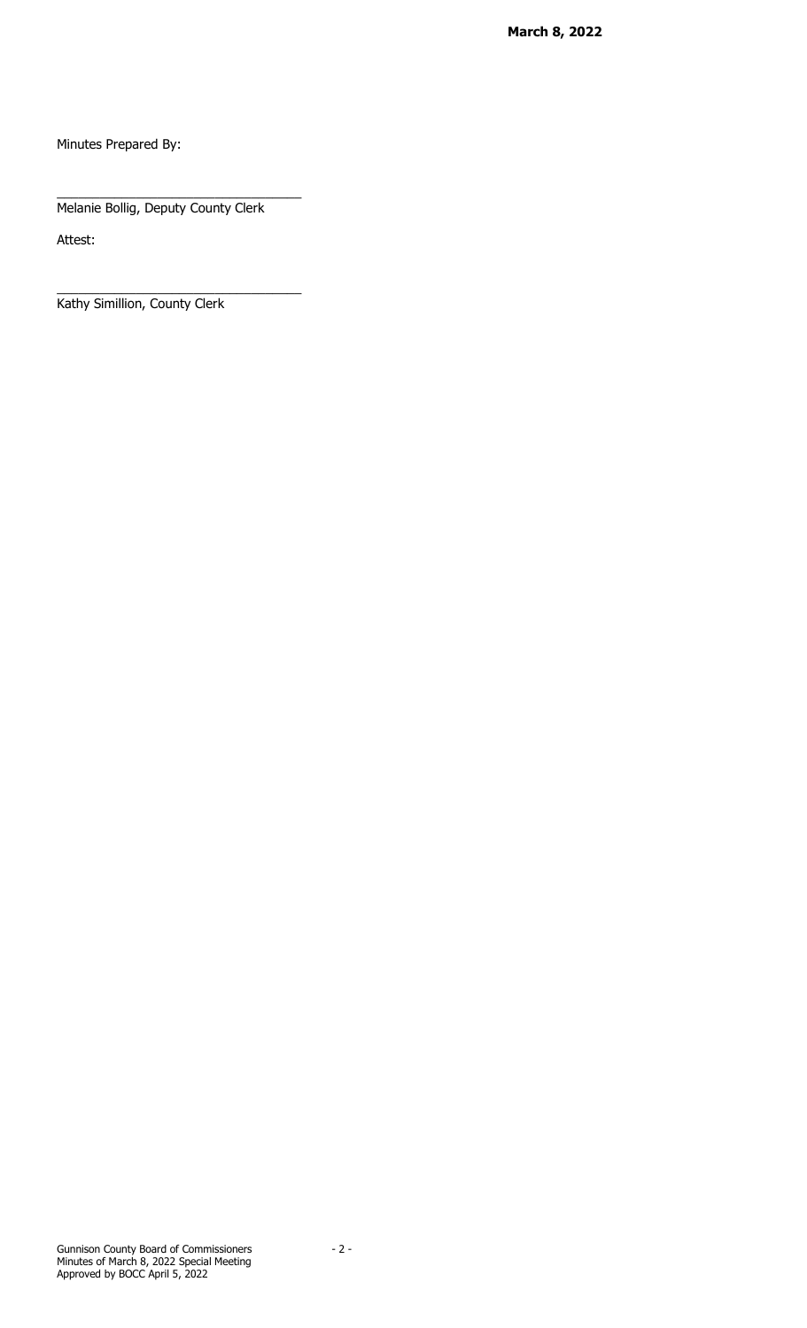Minutes Prepared By:

\_\_\_\_\_\_\_\_\_\_\_\_\_\_\_\_\_\_\_\_\_\_\_\_\_\_\_\_\_\_\_\_\_\_

Melanie Bollig, Deputy County Clerk

Attest:

\_\_\_\_\_\_\_\_\_\_\_\_\_\_\_\_\_\_\_\_\_\_\_\_\_\_\_\_\_\_\_\_\_\_

Kathy Simillion, County Clerk